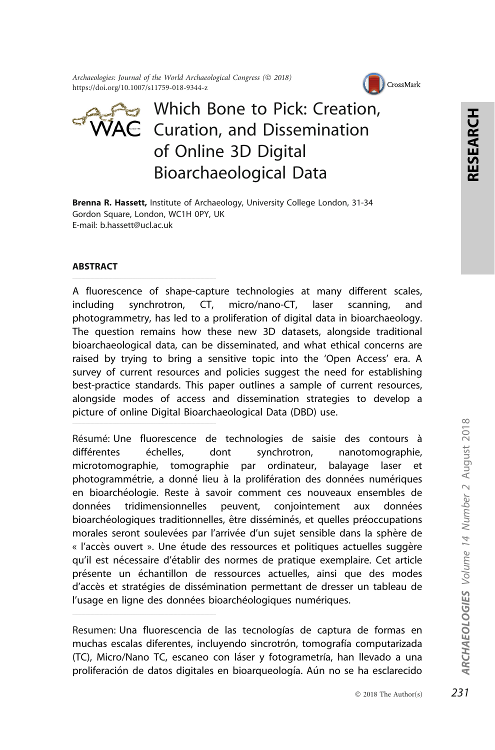*Archaeologies: Journal of the World Archaeological Congress* (© 2018)
https://doi.org/10.1007/s11759-018-9344-z

# Which Bone to Pick: Creation, Curation, and Dissemination of Online 3D Digital Bioarchaeological Data

**Brenna R. Hassett,** Institute of Archaeology, University College London, 31-34 Gordon Square, London, WC1H 0PY, UK
E-mail: b.hassett@ucl.ac.uk

## ABSTRACT

A fluorescence of shape-capture technologies at many different scales, including synchrotron, CT, micro/nano-CT, laser scanning, and photogrammetry, has led to a proliferation of digital data in bioarchaeology. The question remains how these new 3D datasets, alongside traditional bioarchaeological data, can be disseminated, and what ethical concerns are raised by trying to bring a sensitive topic into the 'Open Access' era. A survey of current resources and policies suggest the need for establishing best-practice standards. This paper outlines a sample of current resources, alongside modes of access and dissemination strategies to develop a picture of online Digital Bioarchaeological Data (DBD) use.

Résumé: Une fluorescence de technologies de saisie des contours à différentes échelles, dont synchrotron, nanotomographie, microtomographie, tomographie par ordinateur, balayage laser et photogrammétrie, a donné lieu à la prolifération des données numériques en bioarchéologie. Reste à savoir comment ces nouveaux ensembles de données tridimensionnelles peuvent, conjointement aux données bioarchéologiques traditionnelles, être disséminés, et quelles préoccupations morales seront soulevées par l'arrivée d'un sujet sensible dans la sphère de « l'accès ouvert ». Une étude des ressources et politiques actuelles suggère qu'il est nécessaire d'établir des normes de pratique exemplaire. Cet article présente un échantillon de ressources actuelles, ainsi que des modes d'accès et stratégies de dissémination permettant de dresser un tableau de l'usage en ligne des données bioarchéologiques numériques.

Resumen: Una fluorescencia de las tecnologías de captura de formas en muchas escalas diferentes, incluyendo sincrotrón, tomografía computarizada (TC), Micro/Nano TC, escaneo con láser y fotogrametría, han llevado a una proliferación de datos digitales en bioarqueología. Aún no se ha esclarecido

© 2018 The Author(s)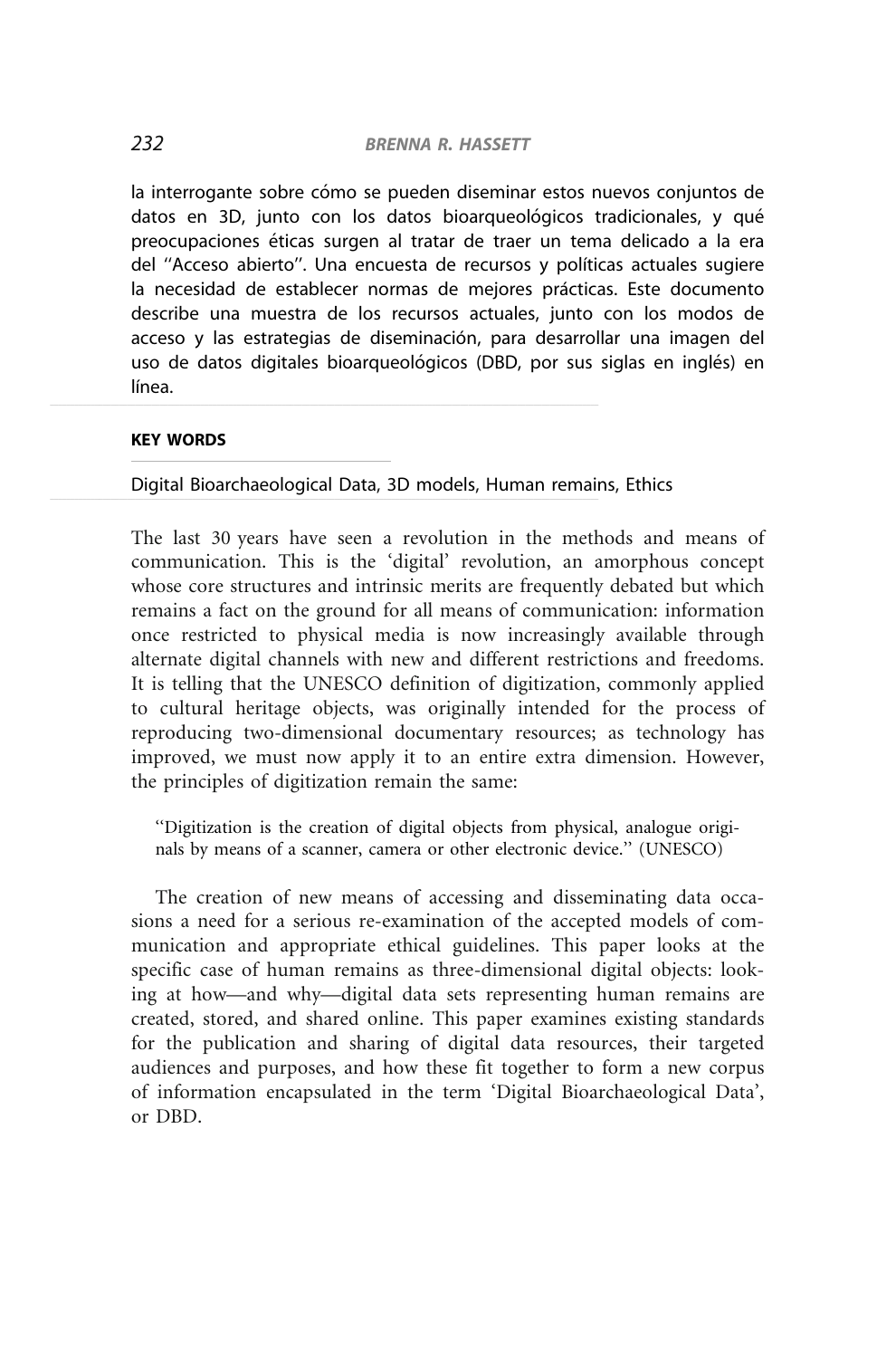la interrogante sobre cómo se pueden diseminar estos nuevos conjuntos de datos en 3D, junto con los datos bioarqueológicos tradicionales, y qué preocupaciones éticas surgen al tratar de traer un tema delicado a la era del ''Acceso abierto''. Una encuesta de recursos y políticas actuales sugiere la necesidad de establecer normas de mejores prácticas. Este documento describe una muestra de los recursos actuales, junto con los modos de acceso y las estrategias de diseminación, para desarrollar una imagen del uso de datos digitales bioarqueológicos (DBD, por sus siglas en inglés) en línea.

**KEY WORDS**

Digital Bioarchaeological Data, 3D models, Human remains, Ethics

The last 30 years have seen a revolution in the methods and means of communication. This is the 'digital' revolution, an amorphous concept whose core structures and intrinsic merits are frequently debated but which remains a fact on the ground for all means of communication: information once restricted to physical media is now increasingly available through alternate digital channels with new and different restrictions and freedoms. It is telling that the UNESCO definition of digitization, commonly applied to cultural heritage objects, was originally intended for the process of reproducing two-dimensional documentary resources; as technology has improved, we must now apply it to an entire extra dimension. However, the principles of digitization remain the same:

> ''Digitization is the creation of digital objects from physical, analogue originals by means of a scanner, camera or other electronic device.'' (UNESCO)

The creation of new means of accessing and disseminating data occasions a need for a serious re-examination of the accepted models of communication and appropriate ethical guidelines. This paper looks at the specific case of human remains as three-dimensional digital objects: looking at how—and why—digital data sets representing human remains are created, stored, and shared online. This paper examines existing standards for the publication and sharing of digital data resources, their targeted audiences and purposes, and how these fit together to form a new corpus of information encapsulated in the term 'Digital Bioarchaeological Data', or DBD.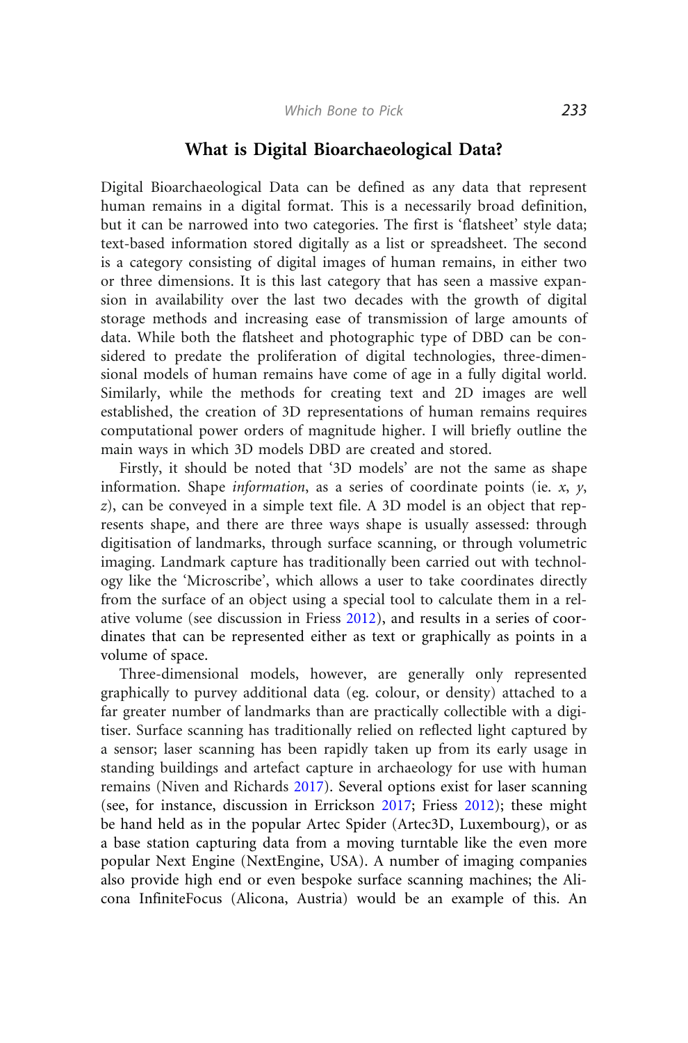## What is Digital Bioarchaeological Data?

Digital Bioarchaeological Data can be defined as any data that represent human remains in a digital format. This is a necessarily broad definition, but it can be narrowed into two categories. The first is 'flatsheet' style data; text-based information stored digitally as a list or spreadsheet. The second is a category consisting of digital images of human remains, in either two or three dimensions. It is this last category that has seen a massive expansion in availability over the last two decades with the growth of digital storage methods and increasing ease of transmission of large amounts of data. While both the flatsheet and photographic type of DBD can be considered to predate the proliferation of digital technologies, three-dimensional models of human remains have come of age in a fully digital world. Similarly, while the methods for creating text and 2D images are well established, the creation of 3D representations of human remains requires computational power orders of magnitude higher. I will briefly outline the main ways in which 3D models DBD are created and stored.

Firstly, it should be noted that '3D models' are not the same as shape information. Shape *information*, as a series of coordinate points (ie. *x*, *y*, *z*), can be conveyed in a simple text file. A 3D model is an object that represents shape, and there are three ways shape is usually assessed: through digitisation of landmarks, through surface scanning, or through volumetric imaging. Landmark capture has traditionally been carried out with technology like the 'Microscribe', which allows a user to take coordinates directly from the surface of an object using a special tool to calculate them in a relative volume (see discussion in Friess 2012), and results in a series of coordinates that can be represented either as text or graphically as points in a volume of space.

Three-dimensional models, however, are generally only represented graphically to purvey additional data (eg. colour, or density) attached to a far greater number of landmarks than are practically collectible with a digitiser. Surface scanning has traditionally relied on reflected light captured by a sensor; laser scanning has been rapidly taken up from its early usage in standing buildings and artefact capture in archaeology for use with human remains (Niven and Richards 2017). Several options exist for laser scanning (see, for instance, discussion in Errickson 2017; Friess 2012); these might be hand held as in the popular Artec Spider (Artec3D, Luxembourg), or as a base station capturing data from a moving turntable like the even more popular Next Engine (NextEngine, USA). A number of imaging companies also provide high end or even bespoke surface scanning machines; the Alicona InfiniteFocus (Alicona, Austria) would be an example of this. An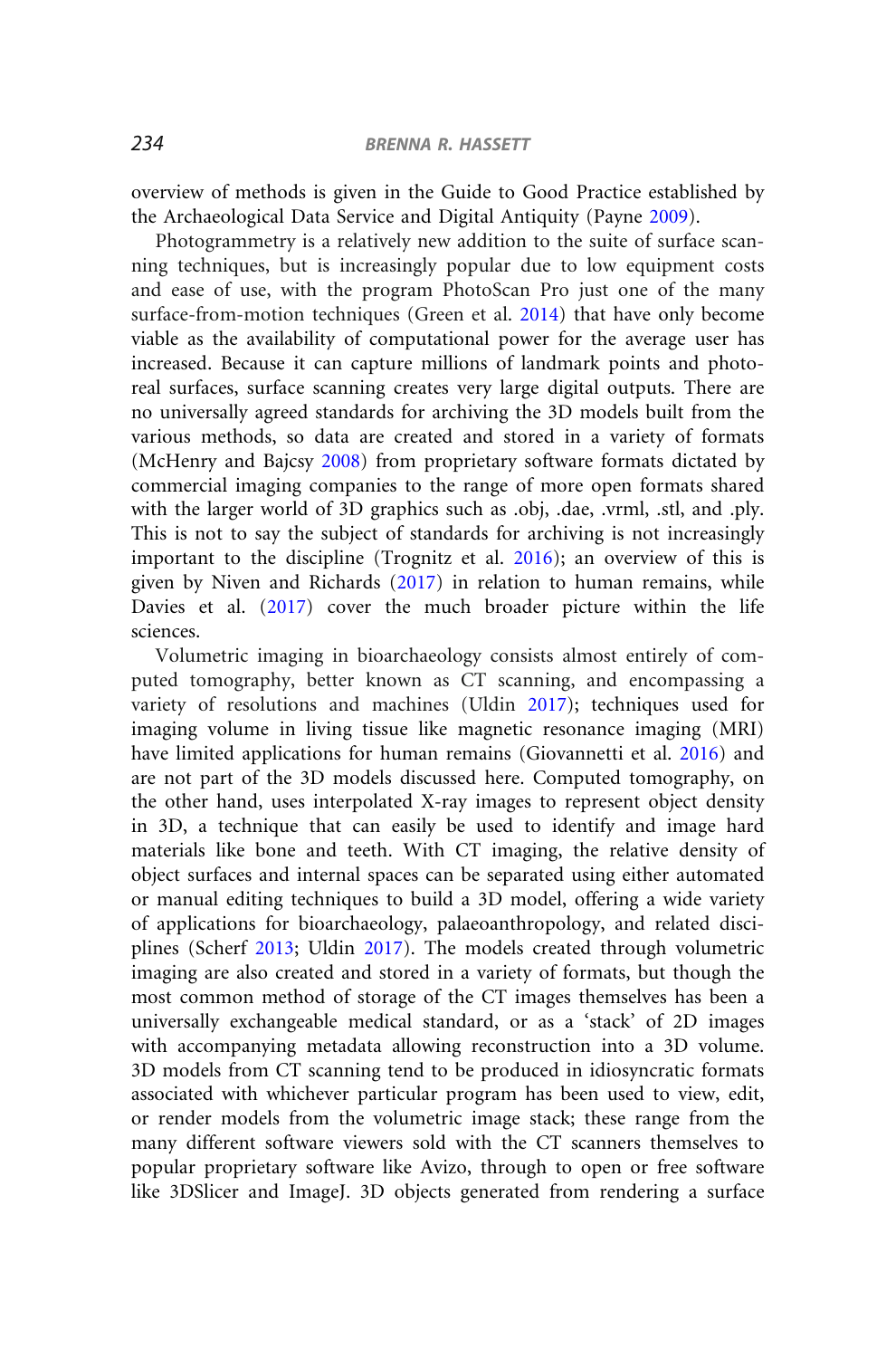overview of methods is given in the Guide to Good Practice established by the Archaeological Data Service and Digital Antiquity (Payne 2009).

Photogrammetry is a relatively new addition to the suite of surface scanning techniques, but is increasingly popular due to low equipment costs and ease of use, with the program PhotoScan Pro just one of the many surface-from-motion techniques (Green et al. 2014) that have only become viable as the availability of computational power for the average user has increased. Because it can capture millions of landmark points and photoreal surfaces, surface scanning creates very large digital outputs. There are no universally agreed standards for archiving the 3D models built from the various methods, so data are created and stored in a variety of formats (McHenry and Bajcsy 2008) from proprietary software formats dictated by commercial imaging companies to the range of more open formats shared with the larger world of 3D graphics such as .obj, .dae, .vrml, .stl, and .ply. This is not to say the subject of standards for archiving is not increasingly important to the discipline (Trognitz et al. 2016); an overview of this is given by Niven and Richards (2017) in relation to human remains, while Davies et al. (2017) cover the much broader picture within the life sciences.

Volumetric imaging in bioarchaeology consists almost entirely of computed tomography, better known as CT scanning, and encompassing a variety of resolutions and machines (Uldin 2017); techniques used for imaging volume in living tissue like magnetic resonance imaging (MRI) have limited applications for human remains (Giovannetti et al. 2016) and are not part of the 3D models discussed here. Computed tomography, on the other hand, uses interpolated X-ray images to represent object density in 3D, a technique that can easily be used to identify and image hard materials like bone and teeth. With CT imaging, the relative density of object surfaces and internal spaces can be separated using either automated or manual editing techniques to build a 3D model, offering a wide variety of applications for bioarchaeology, palaeoanthropology, and related disciplines (Scherf 2013; Uldin 2017). The models created through volumetric imaging are also created and stored in a variety of formats, but though the most common method of storage of the CT images themselves has been a universally exchangeable medical standard, or as a 'stack' of 2D images with accompanying metadata allowing reconstruction into a 3D volume. 3D models from CT scanning tend to be produced in idiosyncratic formats associated with whichever particular program has been used to view, edit, or render models from the volumetric image stack; these range from the many different software viewers sold with the CT scanners themselves to popular proprietary software like Avizo, through to open or free software like 3DSlicer and ImageJ. 3D objects generated from rendering a surface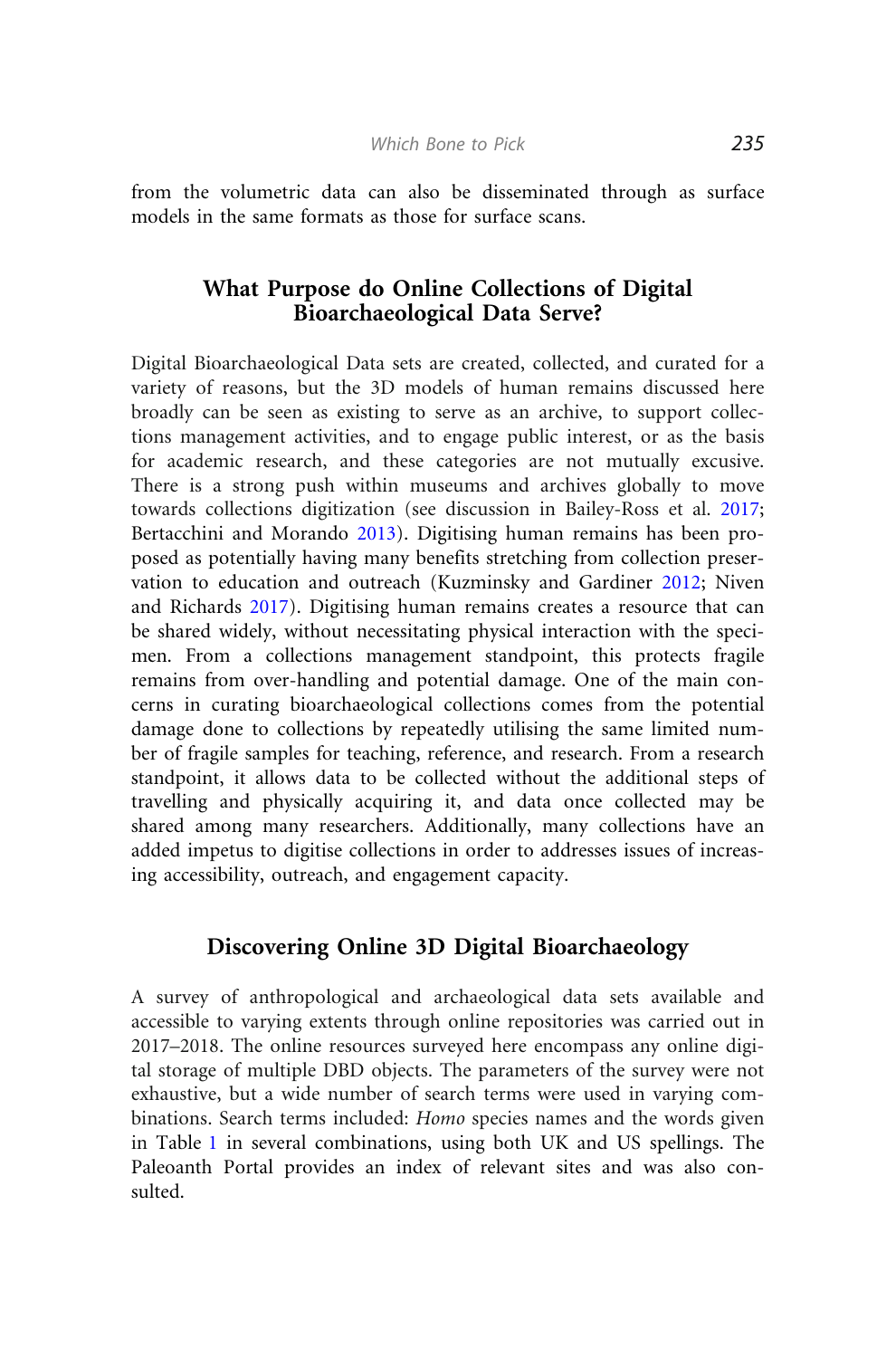from the volumetric data can also be disseminated through as surface models in the same formats as those for surface scans.

## What Purpose do Online Collections of Digital Bioarchaeological Data Serve?

Digital Bioarchaeological Data sets are created, collected, and curated for a variety of reasons, but the 3D models of human remains discussed here broadly can be seen as existing to serve as an archive, to support collections management activities, and to engage public interest, or as the basis for academic research, and these categories are not mutually excusive. There is a strong push within museums and archives globally to move towards collections digitization (see discussion in Bailey-Ross et al. 2017; Bertacchini and Morando 2013). Digitising human remains has been proposed as potentially having many benefits stretching from collection preservation to education and outreach (Kuzminsky and Gardiner 2012; Niven and Richards 2017). Digitising human remains creates a resource that can be shared widely, without necessitating physical interaction with the specimen. From a collections management standpoint, this protects fragile remains from over-handling and potential damage. One of the main concerns in curating bioarchaeological collections comes from the potential damage done to collections by repeatedly utilising the same limited number of fragile samples for teaching, reference, and research. From a research standpoint, it allows data to be collected without the additional steps of travelling and physically acquiring it, and data once collected may be shared among many researchers. Additionally, many collections have an added impetus to digitise collections in order to addresses issues of increasing accessibility, outreach, and engagement capacity.

## Discovering Online 3D Digital Bioarchaeology

A survey of anthropological and archaeological data sets available and accessible to varying extents through online repositories was carried out in 2017–2018. The online resources surveyed here encompass any online digital storage of multiple DBD objects. The parameters of the survey were not exhaustive, but a wide number of search terms were used in varying combinations. Search terms included: *Homo* species names and the words given in Table 1 in several combinations, using both UK and US spellings. The Paleoanth Portal provides an index of relevant sites and was also consulted.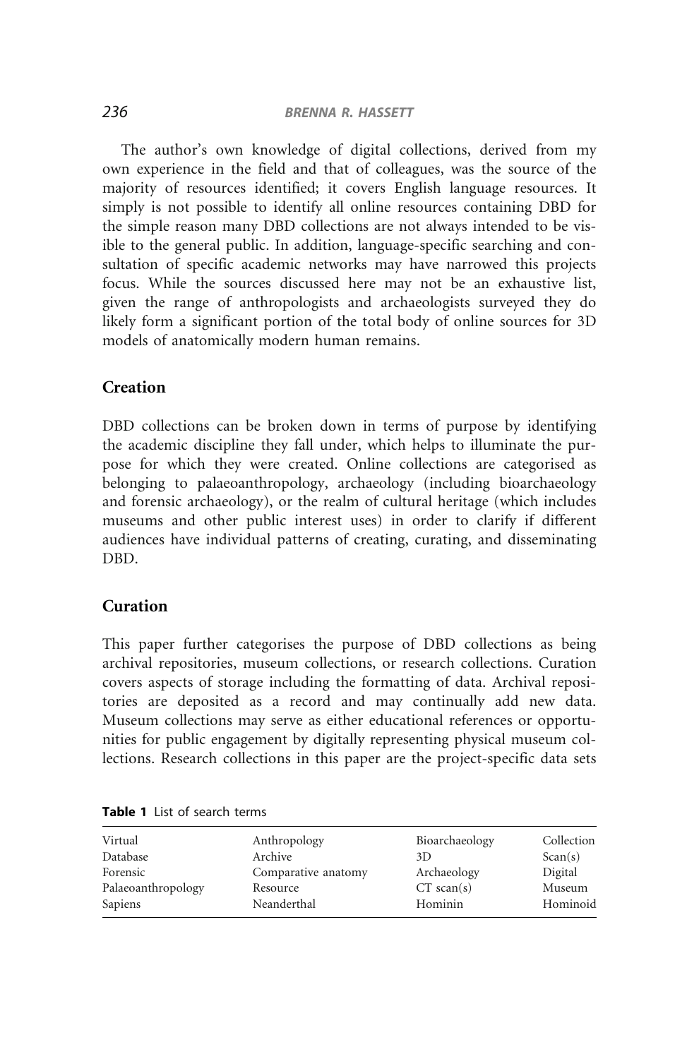The author's own knowledge of digital collections, derived from my own experience in the field and that of colleagues, was the source of the majority of resources identified; it covers English language resources. It simply is not possible to identify all online resources containing DBD for the simple reason many DBD collections are not always intended to be visible to the general public. In addition, language-specific searching and consultation of specific academic networks may have narrowed this projects focus. While the sources discussed here may not be an exhaustive list, given the range of anthropologists and archaeologists surveyed they do likely form a significant portion of the total body of online sources for 3D models of anatomically modern human remains.

## Creation

DBD collections can be broken down in terms of purpose by identifying the academic discipline they fall under, which helps to illuminate the purpose for which they were created. Online collections are categorised as belonging to palaeoanthropology, archaeology (including bioarchaeology and forensic archaeology), or the realm of cultural heritage (which includes museums and other public interest uses) in order to clarify if different audiences have individual patterns of creating, curating, and disseminating DBD.

## Curation

This paper further categorises the purpose of DBD collections as being archival repositories, museum collections, or research collections. Curation covers aspects of storage including the formatting of data. Archival repositories are deposited as a record and may continually add new data. Museum collections may serve as either educational references or opportunities for public engagement by digitally representing physical museum collections. Research collections in this paper are the project-specific data sets

**Table 1** List of search terms

| | | | |
|---|---|---|---|
| Virtual | Anthropology | Bioarchaeology | Collection |
| Database | Archive | 3D | Scan(s) |
| Forensic | Comparative anatomy | Archaeology | Digital |
| Palaeoanthropology | Resource | CT scan(s) | Museum |
| Sapiens | Neanderthal | Hominin | Hominoid |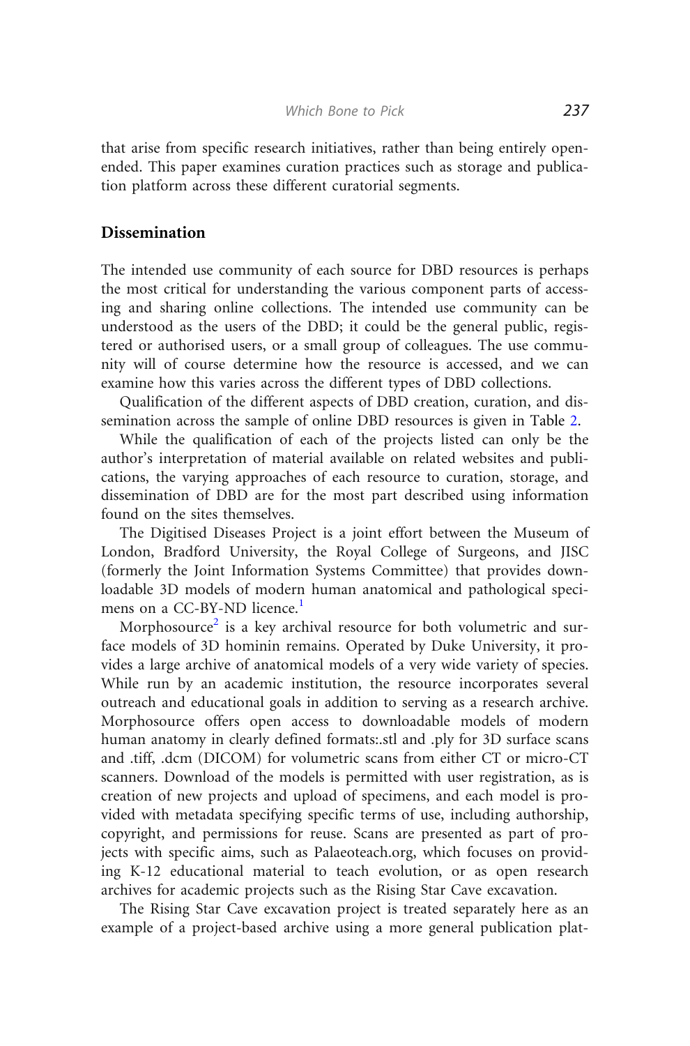that arise from specific research initiatives, rather than being entirely open-ended. This paper examines curation practices such as storage and publication platform across these different curatorial segments.

## Dissemination

The intended use community of each source for DBD resources is perhaps the most critical for understanding the various component parts of accessing and sharing online collections. The intended use community can be understood as the users of the DBD; it could be the general public, registered or authorised users, or a small group of colleagues. The use community will of course determine how the resource is accessed, and we can examine how this varies across the different types of DBD collections.

Qualification of the different aspects of DBD creation, curation, and dissemination across the sample of online DBD resources is given in Table 2.

While the qualification of each of the projects listed can only be the author's interpretation of material available on related websites and publications, the varying approaches of each resource to curation, storage, and dissemination of DBD are for the most part described using information found on the sites themselves.

The Digitised Diseases Project is a joint effort between the Museum of London, Bradford University, the Royal College of Surgeons, and JISC (formerly the Joint Information Systems Committee) that provides downloadable 3D models of modern human anatomical and pathological specimens on a CC-BY-ND licence.[1]

Morphosource[2] is a key archival resource for both volumetric and surface models of 3D hominin remains. Operated by Duke University, it provides a large archive of anatomical models of a very wide variety of species. While run by an academic institution, the resource incorporates several outreach and educational goals in addition to serving as a research archive. Morphosource offers open access to downloadable models of modern human anatomy in clearly defined formats:.stl and .ply for 3D surface scans and .tiff, .dcm (DICOM) for volumetric scans from either CT or micro-CT scanners. Download of the models is permitted with user registration, as is creation of new projects and upload of specimens, and each model is provided with metadata specifying specific terms of use, including authorship, copyright, and permissions for reuse. Scans are presented as part of projects with specific aims, such as Palaeoteach.org, which focuses on providing K-12 educational material to teach evolution, or as open research archives for academic projects such as the Rising Star Cave excavation.

The Rising Star Cave excavation project is treated separately here as an example of a project-based archive using a more general publication plat-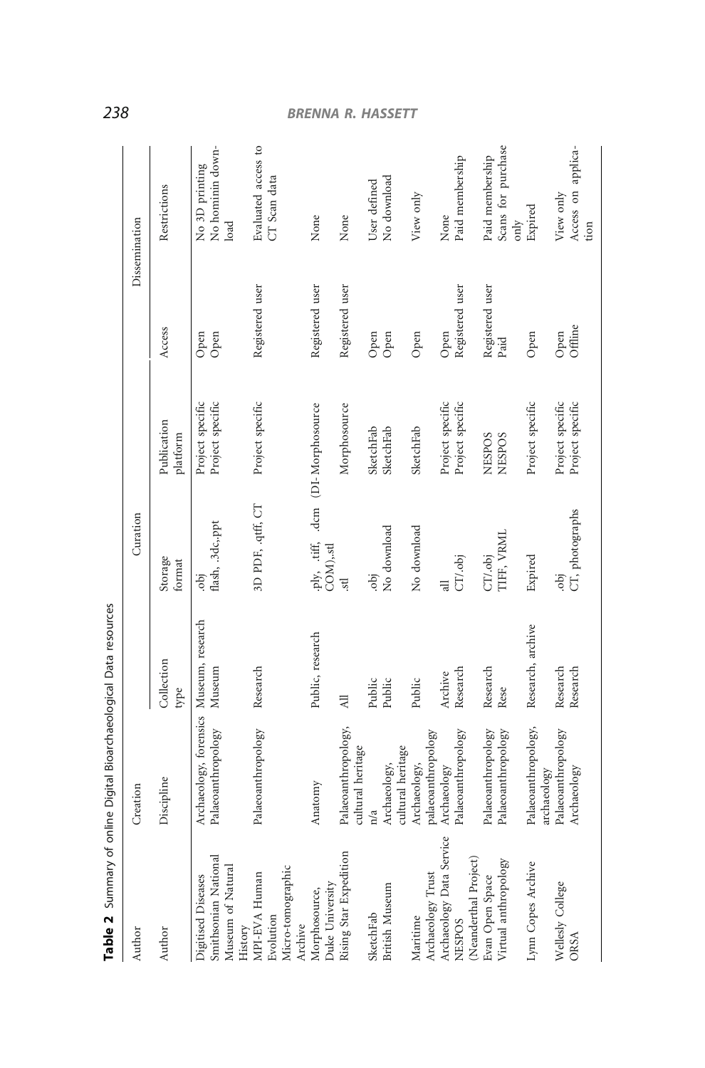**Table 2** Summary of online Digital Bioarchaeological Data resources

| Author | Creation | | Curation | | | Dissemination |
|---|---|---|---|---|---|---|
| Author | Discipline | Collection type | Storage format | Publication platform | Access | Restrictions |
| Digitised Diseases | Archaeology, forensics | Museum, research | .obj | Project specific | Open | No 3D printing |
| Smithsonian National Museum of Natural History | Palaeoanthropology | Museum | flash, .3dc,.ppt | Project specific | Open | No hominin download |
| MPI-EVA Human Evolution Micro-tomographic Archive | Palaeoanthropology | Research | 3D PDF, .qtff, CT | Project specific | Registered user | Evaluated access to CT Scan data |
| Morphosource, Duke University | Anatomy | Public, research | .ply, .tiff, .dcm (DI-COM),.stl | Morphosource | Registered user | None |
| Rising Star Expedition | Palaeoanthropology, cultural heritage | All | .stl | Morphosource | Registered user | None |
| SketchFab | n/a | Public | .obj | SketchFab | Open | User defined |
| British Museum | Archaeology, cultural heritage | Public | No download | SketchFab | Open | No download |
| Maritime Archaeology Trust | Archaeology, palaeoanthropology | Public | No download | SketchFab | Open | View only |
| Archaeology Data Service | Archaeology | Archive | all | Project specific | Open | None |
| NESPOS (Neanderthal Project) | Palaeoanthropology | Research | CT/.obj | Project specific | Registered user | Paid membership |
| Evan Open Space | Palaeoanthropology | Research | CT/.obj | NESPOS | Registered user | Paid membership |
| Virtual anthropology | Palaeoanthropology | Rese | TIFF, VRML | NESPOS | Paid | Scans for purchase only |
| Lynn Copes Archive | Palaeoanthropology, archaeology | Research, archive | Expired | Project specific | Open | Expired |
| Wellesly College | Palaeoanthropology | Research | .obj | Project specific | Open | View only |
| ORSA | Archaeology | Research | CT, photographs | Project specific | Offline | Access on application |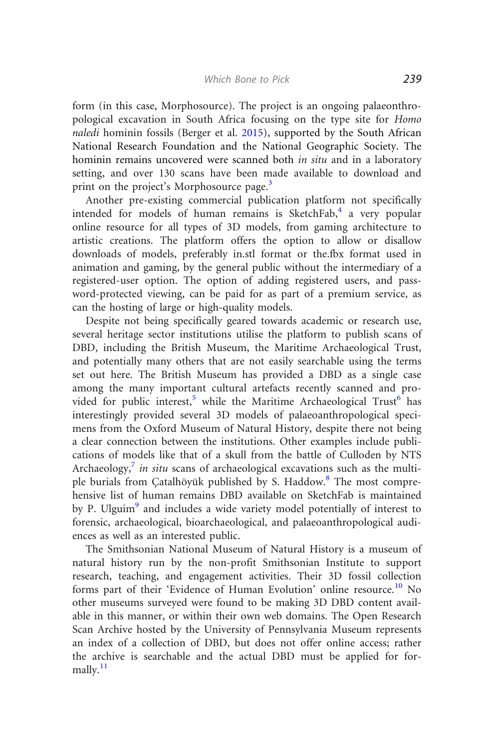form (in this case, Morphosource). The project is an ongoing palaeonthropological excavation in South Africa focusing on the type site for *Homo naledi* hominin fossils (Berger et al. 2015), supported by the South African National Research Foundation and the National Geographic Society. The hominin remains uncovered were scanned both *in situ* and in a laboratory setting, and over 130 scans have been made available to download and print on the project's Morphosource page.[3]

Another pre-existing commercial publication platform not specifically intended for models of human remains is SketchFab,[4] a very popular online resource for all types of 3D models, from gaming architecture to artistic creations. The platform offers the option to allow or disallow downloads of models, preferably in.stl format or the.fbx format used in animation and gaming, by the general public without the intermediary of a registered-user option. The option of adding registered users, and password-protected viewing, can be paid for as part of a premium service, as can the hosting of large or high-quality models.

Despite not being specifically geared towards academic or research use, several heritage sector institutions utilise the platform to publish scans of DBD, including the British Museum, the Maritime Archaeological Trust, and potentially many others that are not easily searchable using the terms set out here. The British Museum has provided a DBD as a single case among the many important cultural artefacts recently scanned and provided for public interest,[5] while the Maritime Archaeological Trust[6] has interestingly provided several 3D models of palaeoanthropological specimens from the Oxford Museum of Natural History, despite there not being a clear connection between the institutions. Other examples include publications of models like that of a skull from the battle of Culloden by NTS Archaeology,[7] *in situ* scans of archaeological excavations such as the multiple burials from Çatalhöyük published by S. Haddow.[8] The most comprehensive list of human remains DBD available on SketchFab is maintained by P. Ulguim[9] and includes a wide variety model potentially of interest to forensic, archaeological, bioarchaeological, and palaeoanthropological audiences as well as an interested public.

The Smithsonian National Museum of Natural History is a museum of natural history run by the non-profit Smithsonian Institute to support research, teaching, and engagement activities. Their 3D fossil collection forms part of their 'Evidence of Human Evolution' online resource.[10] No other museums surveyed were found to be making 3D DBD content available in this manner, or within their own web domains. The Open Research Scan Archive hosted by the University of Pennsylvania Museum represents an index of a collection of DBD, but does not offer online access; rather the archive is searchable and the actual DBD must be applied for formally.[11]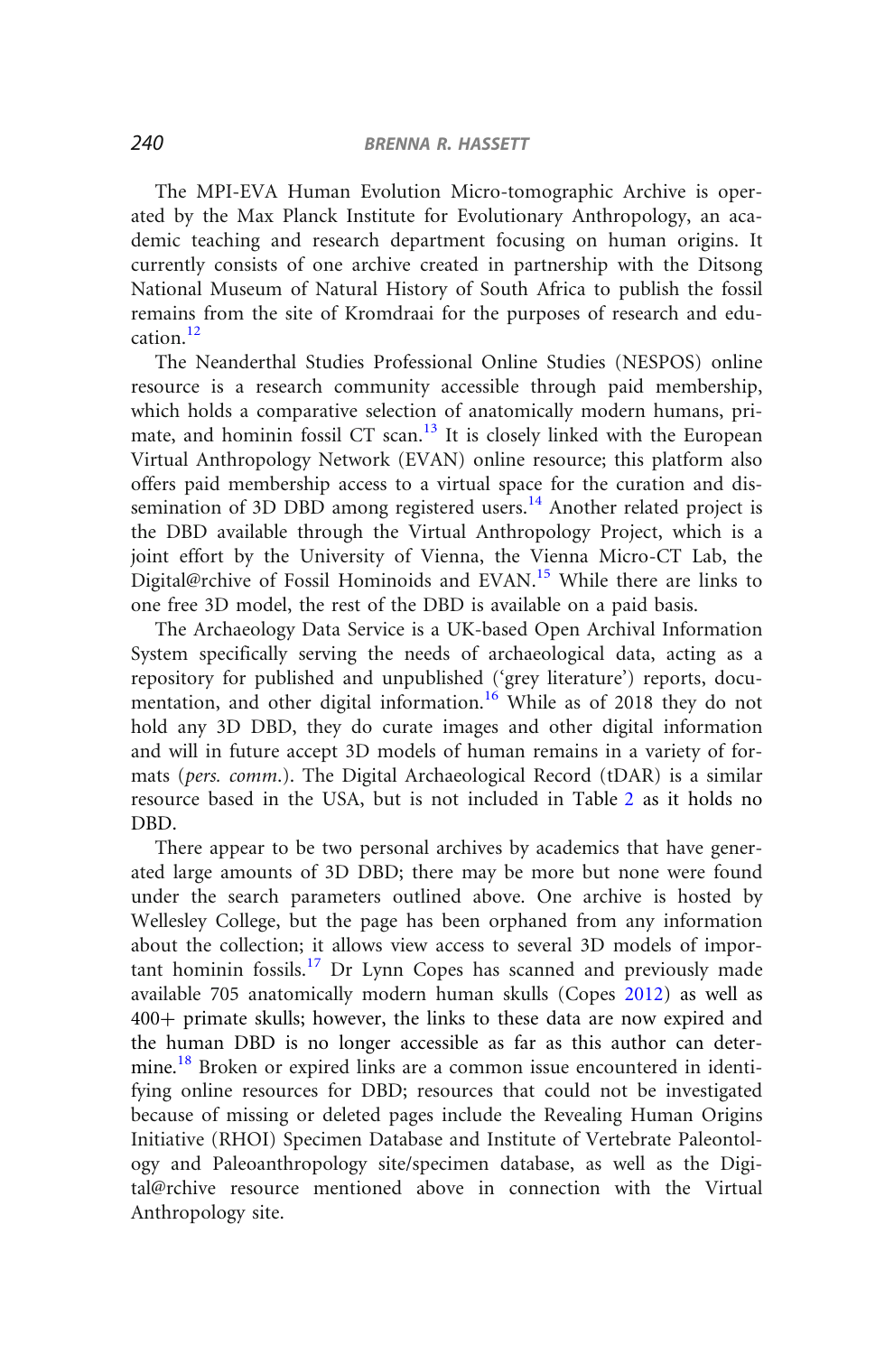The MPI-EVA Human Evolution Micro-tomographic Archive is operated by the Max Planck Institute for Evolutionary Anthropology, an academic teaching and research department focusing on human origins. It currently consists of one archive created in partnership with the Ditsong National Museum of Natural History of South Africa to publish the fossil remains from the site of Kromdraai for the purposes of research and education.[12]

The Neanderthal Studies Professional Online Studies (NESPOS) online resource is a research community accessible through paid membership, which holds a comparative selection of anatomically modern humans, primate, and hominin fossil CT scan.[13] It is closely linked with the European Virtual Anthropology Network (EVAN) online resource; this platform also offers paid membership access to a virtual space for the curation and dissemination of 3D DBD among registered users.[14] Another related project is the DBD available through the Virtual Anthropology Project, which is a joint effort by the University of Vienna, the Vienna Micro-CT Lab, the Digital@rchive of Fossil Hominoids and EVAN.[15] While there are links to one free 3D model, the rest of the DBD is available on a paid basis.

The Archaeology Data Service is a UK-based Open Archival Information System specifically serving the needs of archaeological data, acting as a repository for published and unpublished ('grey literature') reports, documentation, and other digital information.[16] While as of 2018 they do not hold any 3D DBD, they do curate images and other digital information and will in future accept 3D models of human remains in a variety of formats (*pers. comm.*). The Digital Archaeological Record (tDAR) is a similar resource based in the USA, but is not included in Table 2 as it holds no DBD.

There appear to be two personal archives by academics that have generated large amounts of 3D DBD; there may be more but none were found under the search parameters outlined above. One archive is hosted by Wellesley College, but the page has been orphaned from any information about the collection; it allows view access to several 3D models of important hominin fossils.[17] Dr Lynn Copes has scanned and previously made available 705 anatomically modern human skulls (Copes 2012) as well as 400+ primate skulls; however, the links to these data are now expired and the human DBD is no longer accessible as far as this author can determine.[18] Broken or expired links are a common issue encountered in identifying online resources for DBD; resources that could not be investigated because of missing or deleted pages include the Revealing Human Origins Initiative (RHOI) Specimen Database and Institute of Vertebrate Paleontology and Paleoanthropology site/specimen database, as well as the Digital@rchive resource mentioned above in connection with the Virtual Anthropology site.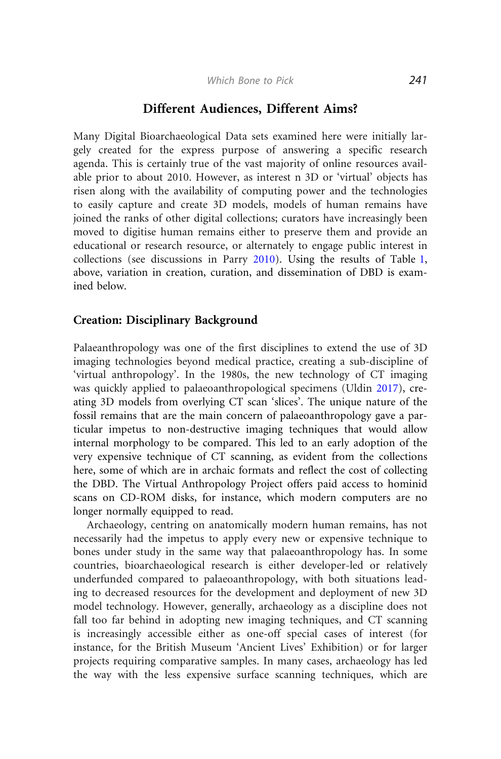## Different Audiences, Different Aims?

Many Digital Bioarchaeological Data sets examined here were initially largely created for the express purpose of answering a specific research agenda. This is certainly true of the vast majority of online resources available prior to about 2010. However, as interest n 3D or 'virtual' objects has risen along with the availability of computing power and the technologies to easily capture and create 3D models, models of human remains have joined the ranks of other digital collections; curators have increasingly been moved to digitise human remains either to preserve them and provide an educational or research resource, or alternately to engage public interest in collections (see discussions in Parry 2010). Using the results of Table 1, above, variation in creation, curation, and dissemination of DBD is examined below.

### Creation: Disciplinary Background

Palaeanthropology was one of the first disciplines to extend the use of 3D imaging technologies beyond medical practice, creating a sub-discipline of 'virtual anthropology'. In the 1980s, the new technology of CT imaging was quickly applied to palaeoanthropological specimens (Uldin 2017), creating 3D models from overlying CT scan 'slices'. The unique nature of the fossil remains that are the main concern of palaeoanthropology gave a particular impetus to non-destructive imaging techniques that would allow internal morphology to be compared. This led to an early adoption of the very expensive technique of CT scanning, as evident from the collections here, some of which are in archaic formats and reflect the cost of collecting the DBD. The Virtual Anthropology Project offers paid access to hominid scans on CD-ROM disks, for instance, which modern computers are no longer normally equipped to read.

Archaeology, centring on anatomically modern human remains, has not necessarily had the impetus to apply every new or expensive technique to bones under study in the same way that palaeoanthropology has. In some countries, bioarchaeological research is either developer-led or relatively underfunded compared to palaeoanthropology, with both situations leading to decreased resources for the development and deployment of new 3D model technology. However, generally, archaeology as a discipline does not fall too far behind in adopting new imaging techniques, and CT scanning is increasingly accessible either as one-off special cases of interest (for instance, for the British Museum 'Ancient Lives' Exhibition) or for larger projects requiring comparative samples. In many cases, archaeology has led the way with the less expensive surface scanning techniques, which are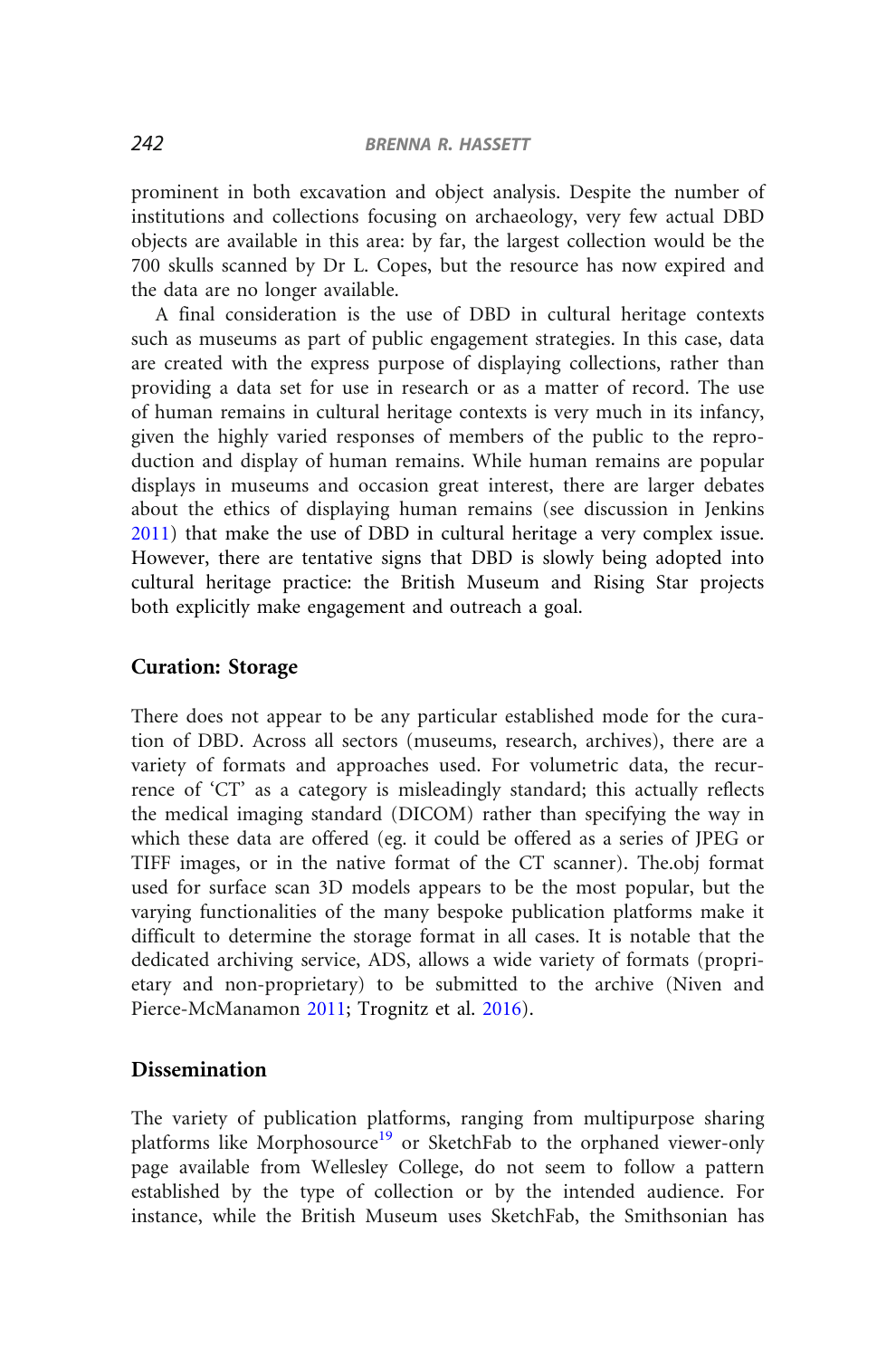prominent in both excavation and object analysis. Despite the number of institutions and collections focusing on archaeology, very few actual DBD objects are available in this area: by far, the largest collection would be the 700 skulls scanned by Dr L. Copes, but the resource has now expired and the data are no longer available.

A final consideration is the use of DBD in cultural heritage contexts such as museums as part of public engagement strategies. In this case, data are created with the express purpose of displaying collections, rather than providing a data set for use in research or as a matter of record. The use of human remains in cultural heritage contexts is very much in its infancy, given the highly varied responses of members of the public to the reproduction and display of human remains. While human remains are popular displays in museums and occasion great interest, there are larger debates about the ethics of displaying human remains (see discussion in Jenkins 2011) that make the use of DBD in cultural heritage a very complex issue. However, there are tentative signs that DBD is slowly being adopted into cultural heritage practice: the British Museum and Rising Star projects both explicitly make engagement and outreach a goal.

## Curation: Storage

There does not appear to be any particular established mode for the curation of DBD. Across all sectors (museums, research, archives), there are a variety of formats and approaches used. For volumetric data, the recurrence of 'CT' as a category is misleadingly standard; this actually reflects the medical imaging standard (DICOM) rather than specifying the way in which these data are offered (eg. it could be offered as a series of JPEG or TIFF images, or in the native format of the CT scanner). The.obj format used for surface scan 3D models appears to be the most popular, but the varying functionalities of the many bespoke publication platforms make it difficult to determine the storage format in all cases. It is notable that the dedicated archiving service, ADS, allows a wide variety of formats (proprietary and non-proprietary) to be submitted to the archive (Niven and Pierce-McManamon 2011; Trognitz et al. 2016).

## Dissemination

The variety of publication platforms, ranging from multipurpose sharing platforms like Morphosource[19] or SketchFab to the orphaned viewer-only page available from Wellesley College, do not seem to follow a pattern established by the type of collection or by the intended audience. For instance, while the British Museum uses SketchFab, the Smithsonian has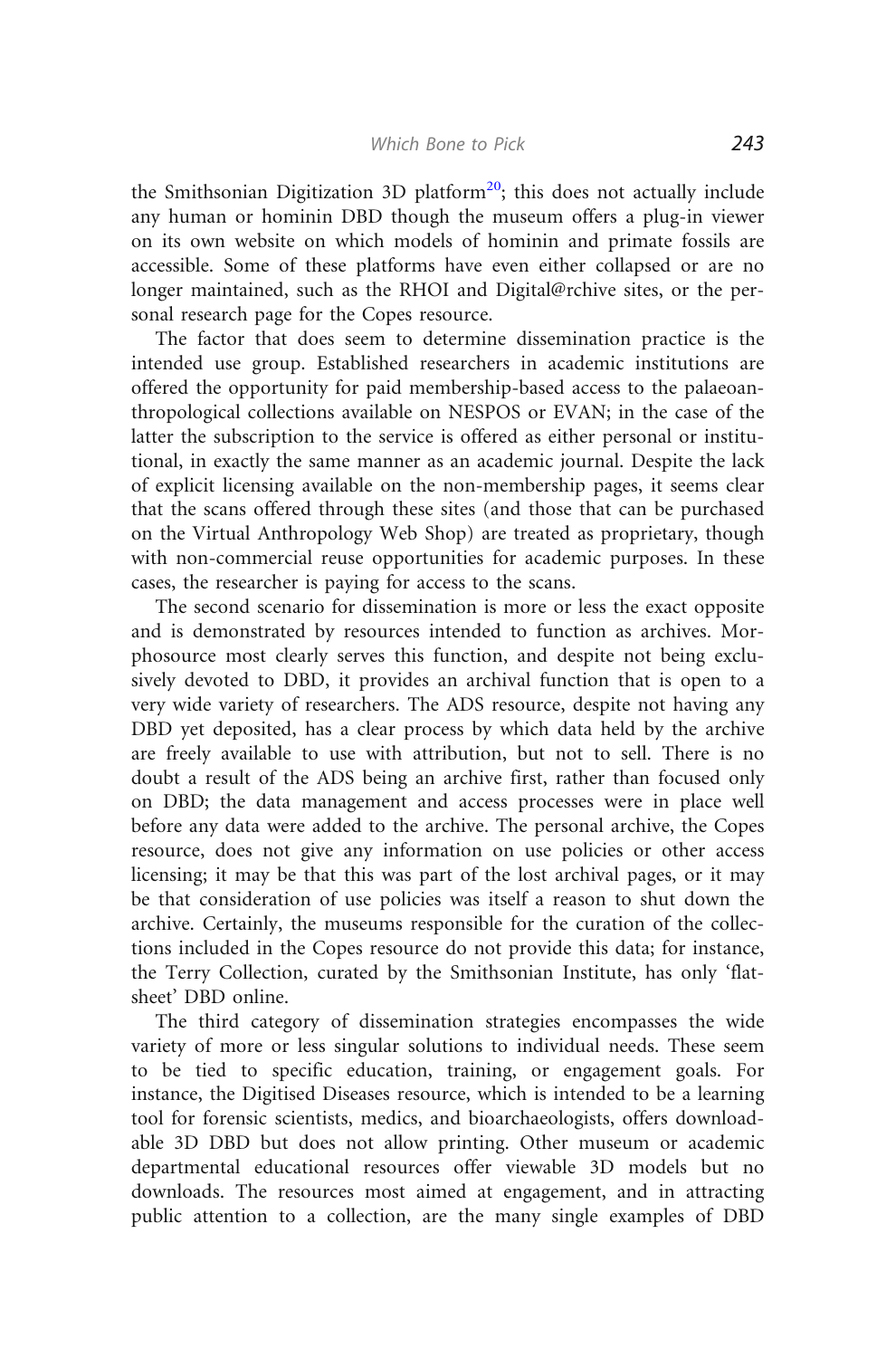the Smithsonian Digitization 3D platform[20]; this does not actually include any human or hominin DBD though the museum offers a plug-in viewer on its own website on which models of hominin and primate fossils are accessible. Some of these platforms have even either collapsed or are no longer maintained, such as the RHOI and Digital@rchive sites, or the personal research page for the Copes resource.

The factor that does seem to determine dissemination practice is the intended use group. Established researchers in academic institutions are offered the opportunity for paid membership-based access to the palaeoanthropological collections available on NESPOS or EVAN; in the case of the latter the subscription to the service is offered as either personal or institutional, in exactly the same manner as an academic journal. Despite the lack of explicit licensing available on the non-membership pages, it seems clear that the scans offered through these sites (and those that can be purchased on the Virtual Anthropology Web Shop) are treated as proprietary, though with non-commercial reuse opportunities for academic purposes. In these cases, the researcher is paying for access to the scans.

The second scenario for dissemination is more or less the exact opposite and is demonstrated by resources intended to function as archives. Morphosource most clearly serves this function, and despite not being exclusively devoted to DBD, it provides an archival function that is open to a very wide variety of researchers. The ADS resource, despite not having any DBD yet deposited, has a clear process by which data held by the archive are freely available to use with attribution, but not to sell. There is no doubt a result of the ADS being an archive first, rather than focused only on DBD; the data management and access processes were in place well before any data were added to the archive. The personal archive, the Copes resource, does not give any information on use policies or other access licensing; it may be that this was part of the lost archival pages, or it may be that consideration of use policies was itself a reason to shut down the archive. Certainly, the museums responsible for the curation of the collections included in the Copes resource do not provide this data; for instance, the Terry Collection, curated by the Smithsonian Institute, has only 'flat-sheet' DBD online.

The third category of dissemination strategies encompasses the wide variety of more or less singular solutions to individual needs. These seem to be tied to specific education, training, or engagement goals. For instance, the Digitised Diseases resource, which is intended to be a learning tool for forensic scientists, medics, and bioarchaeologists, offers downloadable 3D DBD but does not allow printing. Other museum or academic departmental educational resources offer viewable 3D models but no downloads. The resources most aimed at engagement, and in attracting public attention to a collection, are the many single examples of DBD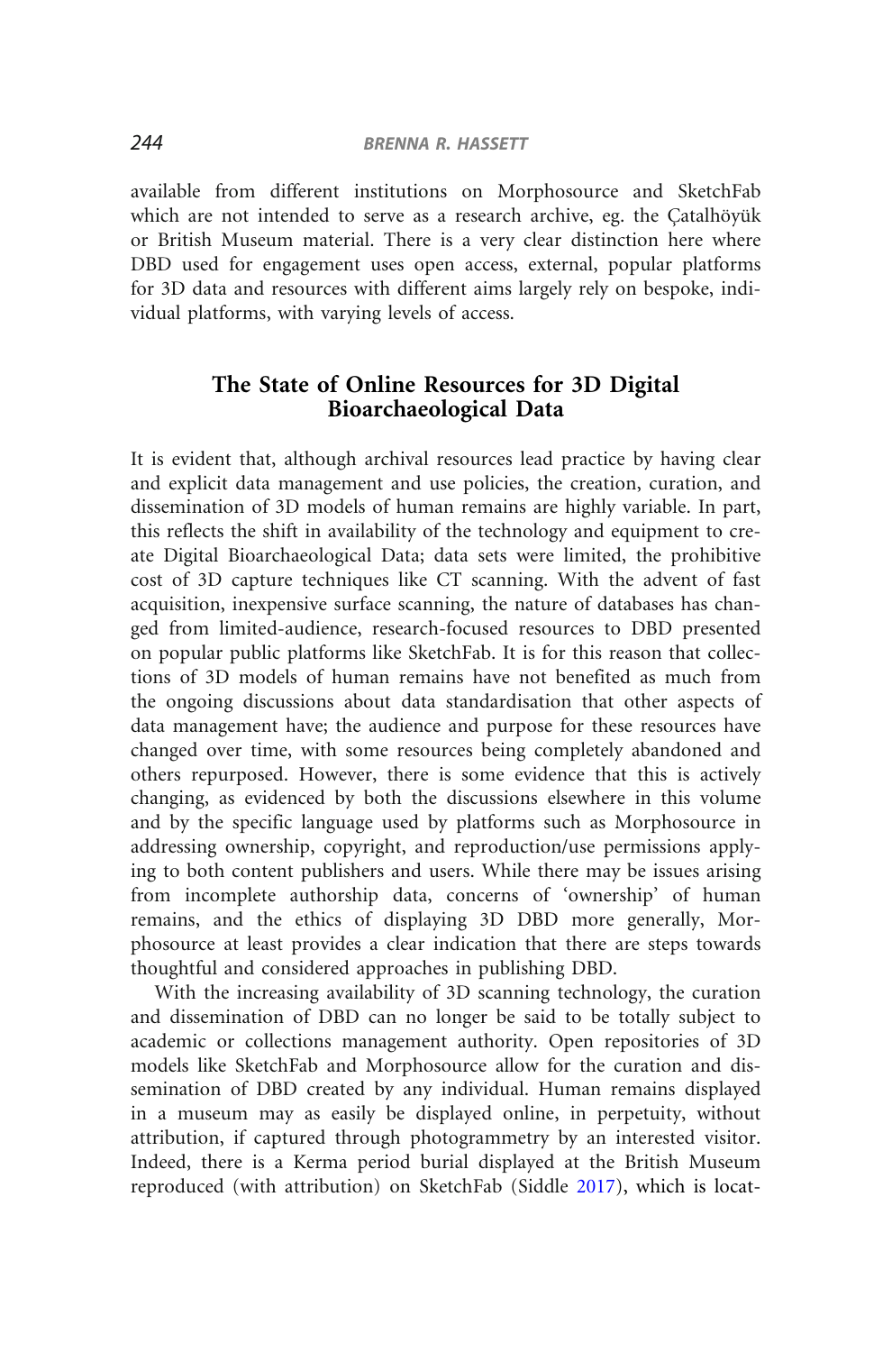available from different institutions on Morphosource and SketchFab which are not intended to serve as a research archive, eg. the Çatalhöyük or British Museum material. There is a very clear distinction here where DBD used for engagement uses open access, external, popular platforms for 3D data and resources with different aims largely rely on bespoke, individual platforms, with varying levels of access.

## The State of Online Resources for 3D Digital Bioarchaeological Data

It is evident that, although archival resources lead practice by having clear and explicit data management and use policies, the creation, curation, and dissemination of 3D models of human remains are highly variable. In part, this reflects the shift in availability of the technology and equipment to create Digital Bioarchaeological Data; data sets were limited, the prohibitive cost of 3D capture techniques like CT scanning. With the advent of fast acquisition, inexpensive surface scanning, the nature of databases has changed from limited-audience, research-focused resources to DBD presented on popular public platforms like SketchFab. It is for this reason that collections of 3D models of human remains have not benefited as much from the ongoing discussions about data standardisation that other aspects of data management have; the audience and purpose for these resources have changed over time, with some resources being completely abandoned and others repurposed. However, there is some evidence that this is actively changing, as evidenced by both the discussions elsewhere in this volume and by the specific language used by platforms such as Morphosource in addressing ownership, copyright, and reproduction/use permissions applying to both content publishers and users. While there may be issues arising from incomplete authorship data, concerns of 'ownership' of human remains, and the ethics of displaying 3D DBD more generally, Morphosource at least provides a clear indication that there are steps towards thoughtful and considered approaches in publishing DBD.

With the increasing availability of 3D scanning technology, the curation and dissemination of DBD can no longer be said to be totally subject to academic or collections management authority. Open repositories of 3D models like SketchFab and Morphosource allow for the curation and dissemination of DBD created by any individual. Human remains displayed in a museum may as easily be displayed online, in perpetuity, without attribution, if captured through photogrammetry by an interested visitor. Indeed, there is a Kerma period burial displayed at the British Museum reproduced (with attribution) on SketchFab (Siddle 2017), which is locat-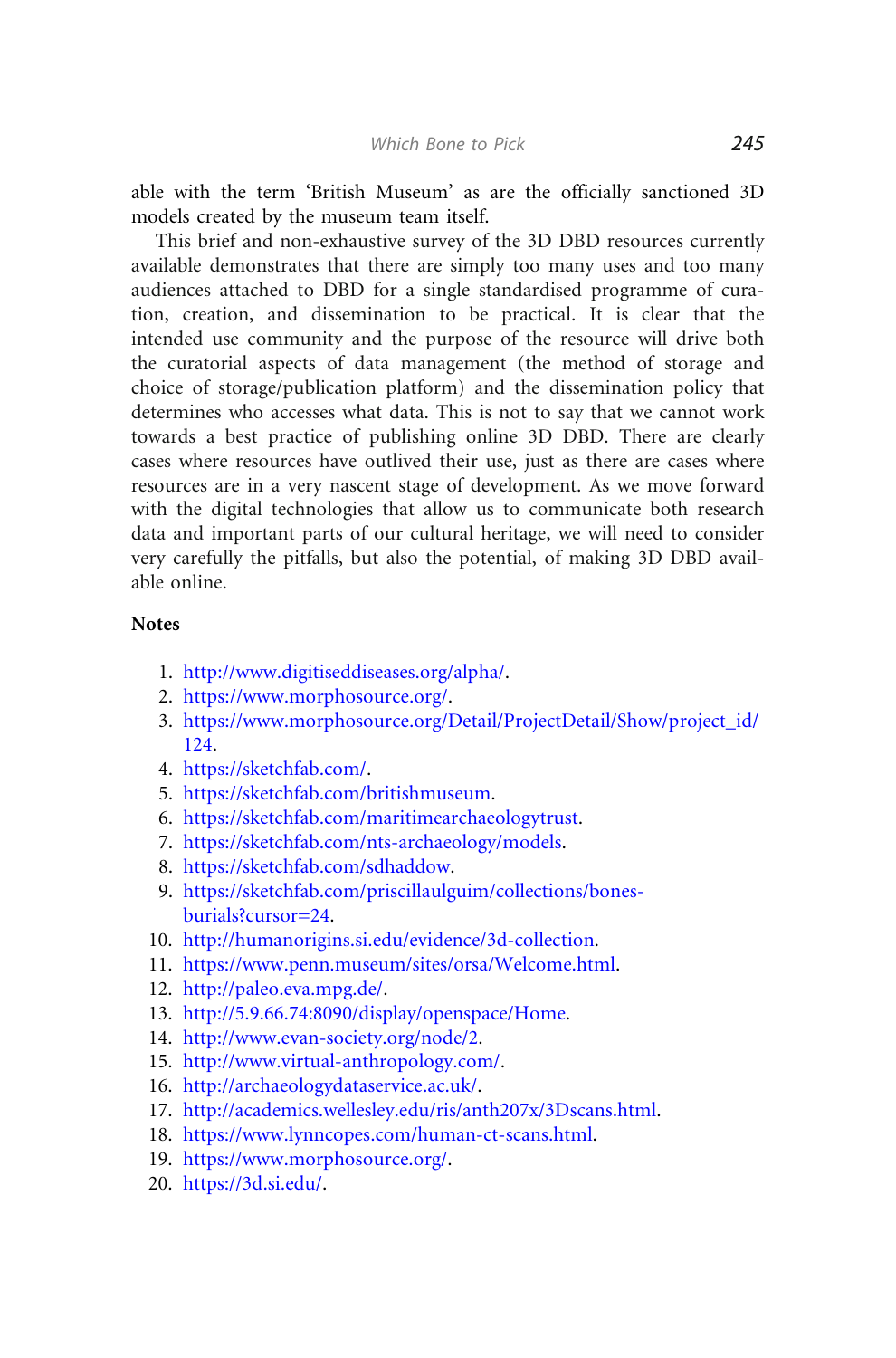able with the term 'British Museum' as are the officially sanctioned 3D models created by the museum team itself.

This brief and non-exhaustive survey of the 3D DBD resources currently available demonstrates that there are simply too many uses and too many audiences attached to DBD for a single standardised programme of curation, creation, and dissemination to be practical. It is clear that the intended use community and the purpose of the resource will drive both the curatorial aspects of data management (the method of storage and choice of storage/publication platform) and the dissemination policy that determines who accesses what data. This is not to say that we cannot work towards a best practice of publishing online 3D DBD. There are clearly cases where resources have outlived their use, just as there are cases where resources are in a very nascent stage of development. As we move forward with the digital technologies that allow us to communicate both research data and important parts of our cultural heritage, we will need to consider very carefully the pitfalls, but also the potential, of making 3D DBD available online.

### Notes

1. http://www.digitiseddiseases.org/alpha/.
2. https://www.morphosource.org/.
3. https://www.morphosource.org/Detail/ProjectDetail/Show/project_id/124.
4. https://sketchfab.com/.
5. https://sketchfab.com/britishmuseum.
6. https://sketchfab.com/maritimearchaeologytrust.
7. https://sketchfab.com/nts-archaeology/models.
8. https://sketchfab.com/sdhaddow.
9. https://sketchfab.com/priscillaulguim/collections/bones-burials?cursor=24.
10. http://humanorigins.si.edu/evidence/3d-collection.
11. https://www.penn.museum/sites/orsa/Welcome.html.
12. http://paleo.eva.mpg.de/.
13. http://5.9.66.74:8090/display/openspace/Home.
14. http://www.evan-society.org/node/2.
15. http://www.virtual-anthropology.com/.
16. http://archaeologydataservice.ac.uk/.
17. http://academics.wellesley.edu/ris/anth207x/3Dscans.html.
18. https://www.lynncopes.com/human-ct-scans.html.
19. https://www.morphosource.org/.
20. https://3d.si.edu/.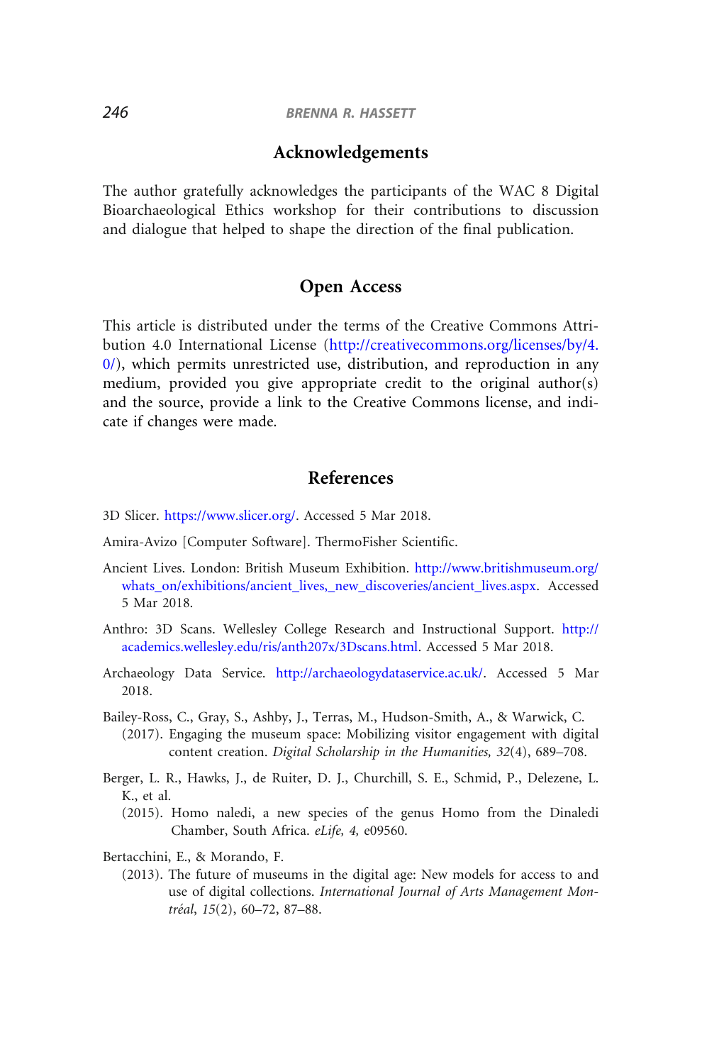## Acknowledgements

The author gratefully acknowledges the participants of the WAC 8 Digital Bioarchaeological Ethics workshop for their contributions to discussion and dialogue that helped to shape the direction of the final publication.

## Open Access

This article is distributed under the terms of the Creative Commons Attribution 4.0 International License (http://creativecommons.org/licenses/by/4.0/), which permits unrestricted use, distribution, and reproduction in any medium, provided you give appropriate credit to the original author(s) and the source, provide a link to the Creative Commons license, and indicate if changes were made.

## References

3D Slicer. https://www.slicer.org/. Accessed 5 Mar 2018.

Amira-Avizo [Computer Software]. ThermoFisher Scientific.

Ancient Lives. London: British Museum Exhibition. http://www.britishmuseum.org/whats_on/exhibitions/ancient_lives,_new_discoveries/ancient_lives.aspx. Accessed 5 Mar 2018.

Anthro: 3D Scans. Wellesley College Research and Instructional Support. http://academics.wellesley.edu/ris/anth207x/3Dscans.html. Accessed 5 Mar 2018.

Archaeology Data Service. http://archaeologydataservice.ac.uk/. Accessed 5 Mar 2018.

Bailey-Ross, C., Gray, S., Ashby, J., Terras, M., Hudson-Smith, A., & Warwick, C. (2017). Engaging the museum space: Mobilizing visitor engagement with digital content creation. *Digital Scholarship in the Humanities, 32*(4), 689–708.

Berger, L. R., Hawks, J., de Ruiter, D. J., Churchill, S. E., Schmid, P., Delezene, L. K., et al. (2015). Homo naledi, a new species of the genus Homo from the Dinaledi Chamber, South Africa. *eLife, 4,* e09560.

Bertacchini, E., & Morando, F. (2013). The future of museums in the digital age: New models for access to and use of digital collections. *International Journal of Arts Management Montréal*, *15*(2), 60–72, 87–88.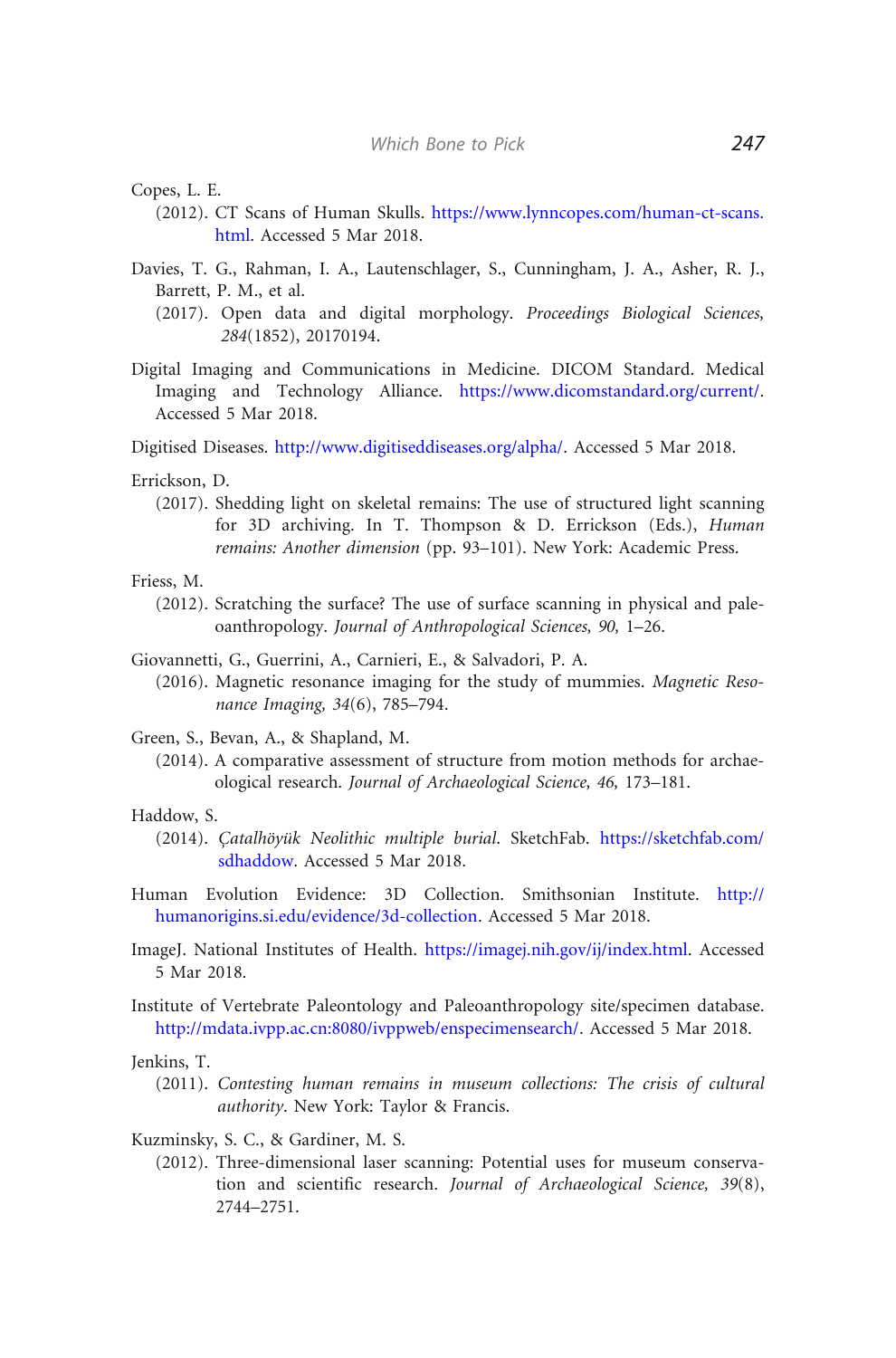Copes, L. E.

(2012). CT Scans of Human Skulls. https://www.lynncopes.com/human-ct-scans.html. Accessed 5 Mar 2018.

Davies, T. G., Rahman, I. A., Lautenschlager, S., Cunningham, J. A., Asher, R. J., Barrett, P. M., et al.

(2017). Open data and digital morphology. *Proceedings Biological Sciences, 284*(1852), 20170194.

Digital Imaging and Communications in Medicine. DICOM Standard. Medical Imaging and Technology Alliance. https://www.dicomstandard.org/current/. Accessed 5 Mar 2018.

Digitised Diseases. http://www.digitiseddiseases.org/alpha/. Accessed 5 Mar 2018.

Errickson, D.

(2017). Shedding light on skeletal remains: The use of structured light scanning for 3D archiving. In T. Thompson & D. Errickson (Eds.), *Human remains: Another dimension* (pp. 93–101). New York: Academic Press.

Friess, M.

(2012). Scratching the surface? The use of surface scanning in physical and paleoanthropology. *Journal of Anthropological Sciences, 90,* 1–26.

Giovannetti, G., Guerrini, A., Carnieri, E., & Salvadori, P. A.

(2016). Magnetic resonance imaging for the study of mummies. *Magnetic Resonance Imaging, 34*(6), 785–794.

Green, S., Bevan, A., & Shapland, M.

(2014). A comparative assessment of structure from motion methods for archaeological research. *Journal of Archaeological Science, 46,* 173–181.

Haddow, S.

(2014). *Çatalhöyük Neolithic multiple burial*. SketchFab. https://sketchfab.com/sdhaddow. Accessed 5 Mar 2018.

Human Evolution Evidence: 3D Collection. Smithsonian Institute. http://humanorigins.si.edu/evidence/3d-collection. Accessed 5 Mar 2018.

ImageJ. National Institutes of Health. https://imagej.nih.gov/ij/index.html. Accessed 5 Mar 2018.

Institute of Vertebrate Paleontology and Paleoanthropology site/specimen database. http://mdata.ivpp.ac.cn:8080/ivppweb/enspecimensearch/. Accessed 5 Mar 2018.

Jenkins, T.

(2011). *Contesting human remains in museum collections: The crisis of cultural authority*. New York: Taylor & Francis.

Kuzminsky, S. C., & Gardiner, M. S.

(2012). Three-dimensional laser scanning: Potential uses for museum conservation and scientific research. *Journal of Archaeological Science, 39*(8), 2744–2751.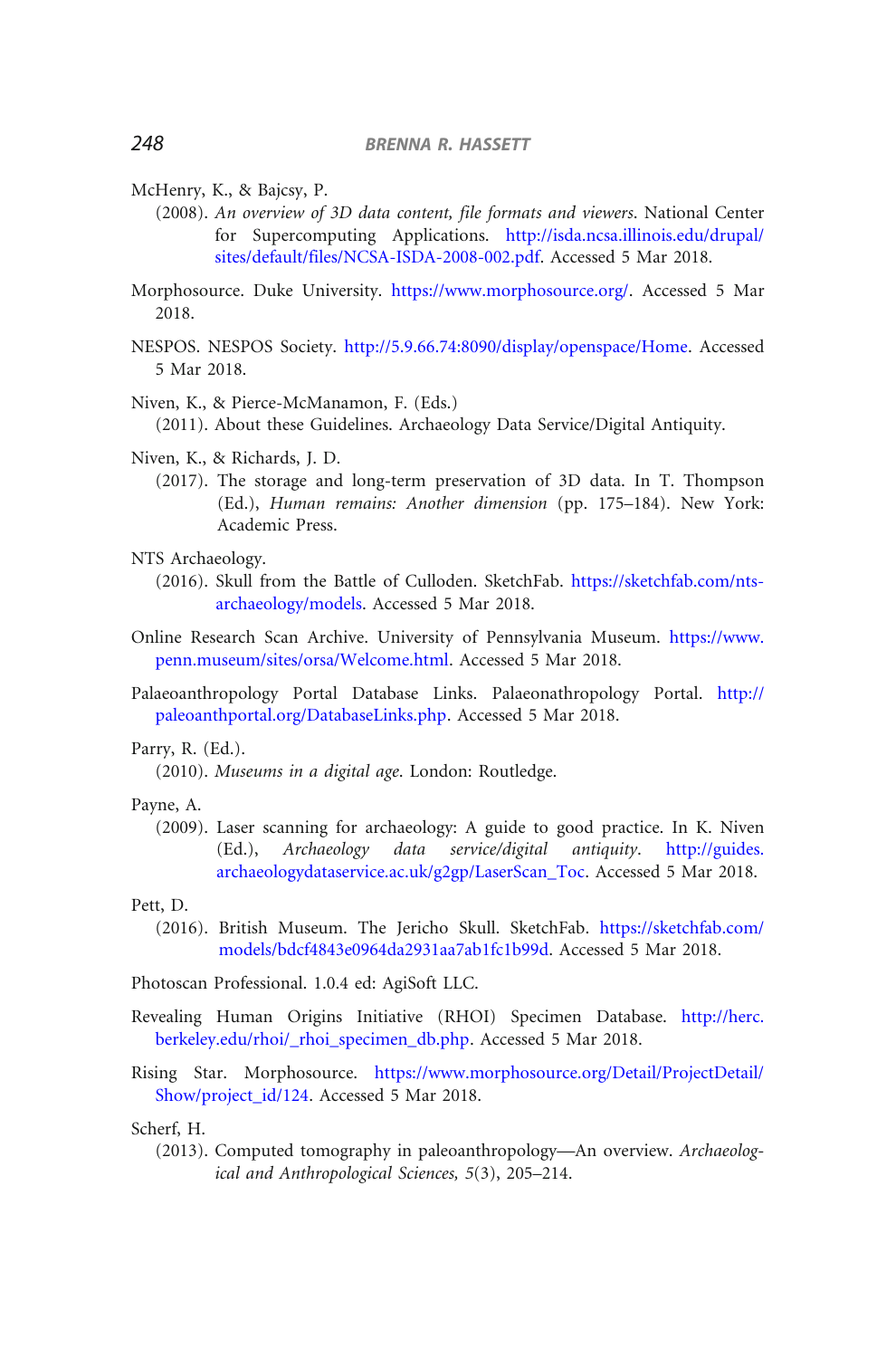McHenry, K., & Bajcsy, P.
(2008). *An overview of 3D data content, file formats and viewers*. National Center for Supercomputing Applications. http://isda.ncsa.illinois.edu/drupal/sites/default/files/NCSA-ISDA-2008-002.pdf. Accessed 5 Mar 2018.

Morphosource. Duke University. https://www.morphosource.org/. Accessed 5 Mar 2018.

NESPOS. NESPOS Society. http://5.9.66.74:8090/display/openspace/Home. Accessed 5 Mar 2018.

Niven, K., & Pierce-McManamon, F. (Eds.)
(2011). About these Guidelines. Archaeology Data Service/Digital Antiquity.

Niven, K., & Richards, J. D.
(2017). The storage and long-term preservation of 3D data. In T. Thompson (Ed.), *Human remains: Another dimension* (pp. 175–184). New York: Academic Press.

NTS Archaeology.
(2016). Skull from the Battle of Culloden. SketchFab. https://sketchfab.com/nts-archaeology/models. Accessed 5 Mar 2018.

Online Research Scan Archive. University of Pennsylvania Museum. https://www.penn.museum/sites/orsa/Welcome.html. Accessed 5 Mar 2018.

Palaeoanthropology Portal Database Links. Palaeonathropology Portal. http://paleoanthportal.org/DatabaseLinks.php. Accessed 5 Mar 2018.

Parry, R. (Ed.).
(2010). *Museums in a digital age*. London: Routledge.

Payne, A.
(2009). Laser scanning for archaeology: A guide to good practice. In K. Niven (Ed.), *Archaeology data service/digital antiquity*. http://guides.archaeologydataservice.ac.uk/g2gp/LaserScan_Toc. Accessed 5 Mar 2018.

Pett, D.
(2016). British Museum. The Jericho Skull. SketchFab. https://sketchfab.com/models/bdcf4843e0964da2931aa7ab1fc1b99d. Accessed 5 Mar 2018.

Photoscan Professional. 1.0.4 ed: AgiSoft LLC.

Revealing Human Origins Initiative (RHOI) Specimen Database. http://herc.berkeley.edu/rhoi/_rhoi_specimen_db.php. Accessed 5 Mar 2018.

Rising Star. Morphosource. https://www.morphosource.org/Detail/ProjectDetail/Show/project_id/124. Accessed 5 Mar 2018.

Scherf, H.
(2013). Computed tomography in paleoanthropology—An overview. *Archaeological and Anthropological Sciences, 5*(3), 205–214.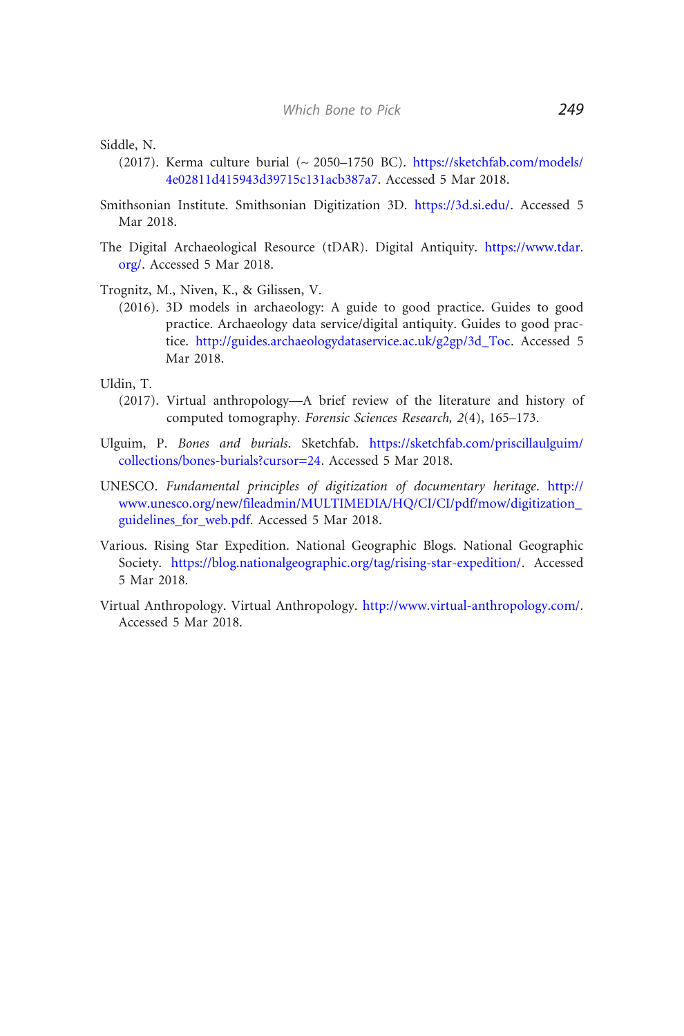Siddle, N.

(2017). Kerma culture burial (~ 2050–1750 BC). https://sketchfab.com/models/4e02811d415943d39715c131acb387a7. Accessed 5 Mar 2018.

Smithsonian Institute. Smithsonian Digitization 3D. https://3d.si.edu/. Accessed 5 Mar 2018.

The Digital Archaeological Resource (tDAR). Digital Antiquity. https://www.tdar.org/. Accessed 5 Mar 2018.

Trognitz, M., Niven, K., & Gilissen, V.

(2016). 3D models in archaeology: A guide to good practice. Guides to good practice. Archaeology data service/digital antiquity. Guides to good practice. http://guides.archaeologydataservice.ac.uk/g2gp/3d_Toc. Accessed 5 Mar 2018.

Uldin, T.

(2017). Virtual anthropology—A brief review of the literature and history of computed tomography. *Forensic Sciences Research, 2*(4), 165–173.

Ulguim, P. *Bones and burials*. Sketchfab. https://sketchfab.com/priscillaulguim/collections/bones-burials?cursor=24. Accessed 5 Mar 2018.

UNESCO. *Fundamental principles of digitization of documentary heritage*. http://www.unesco.org/new/fileadmin/MULTIMEDIA/HQ/CI/CI/pdf/mow/digitization_guidelines_for_web.pdf. Accessed 5 Mar 2018.

Various. Rising Star Expedition. National Geographic Blogs. National Geographic Society. https://blog.nationalgeographic.org/tag/rising-star-expedition/. Accessed 5 Mar 2018.

Virtual Anthropology. Virtual Anthropology. http://www.virtual-anthropology.com/. Accessed 5 Mar 2018.